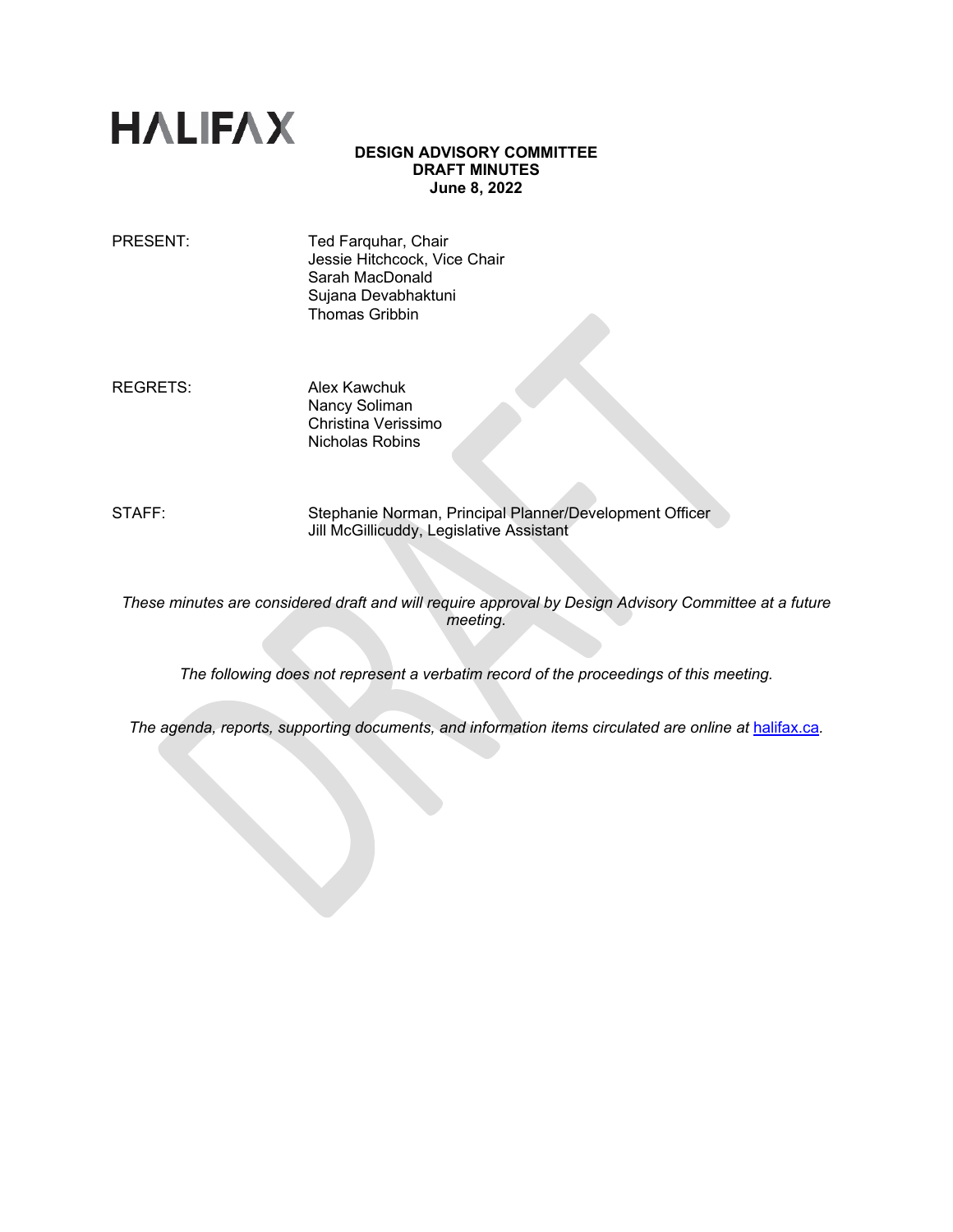HALIFAX

**DESIGN ADVISORY COMMITTEE**
**DRAFT MINUTES**
**June 8, 2022**

PRESENT: Ted Farquhar, Chair
Jessie Hitchcock, Vice Chair
Sarah MacDonald
Sujana Devabhaktuni
Thomas Gribbin

REGRETS: Alex Kawchuk
Nancy Soliman
Christina Verissimo
Nicholas Robins

STAFF: Stephanie Norman, Principal Planner/Development Officer
Jill McGillicuddy, Legislative Assistant

*These minutes are considered draft and will require approval by Design Advisory Committee at a future meeting.*

*The following does not represent a verbatim record of the proceedings of this meeting.*

*The agenda, reports, supporting documents, and information items circulated are online at* [halifax.ca](halifax.ca)*.*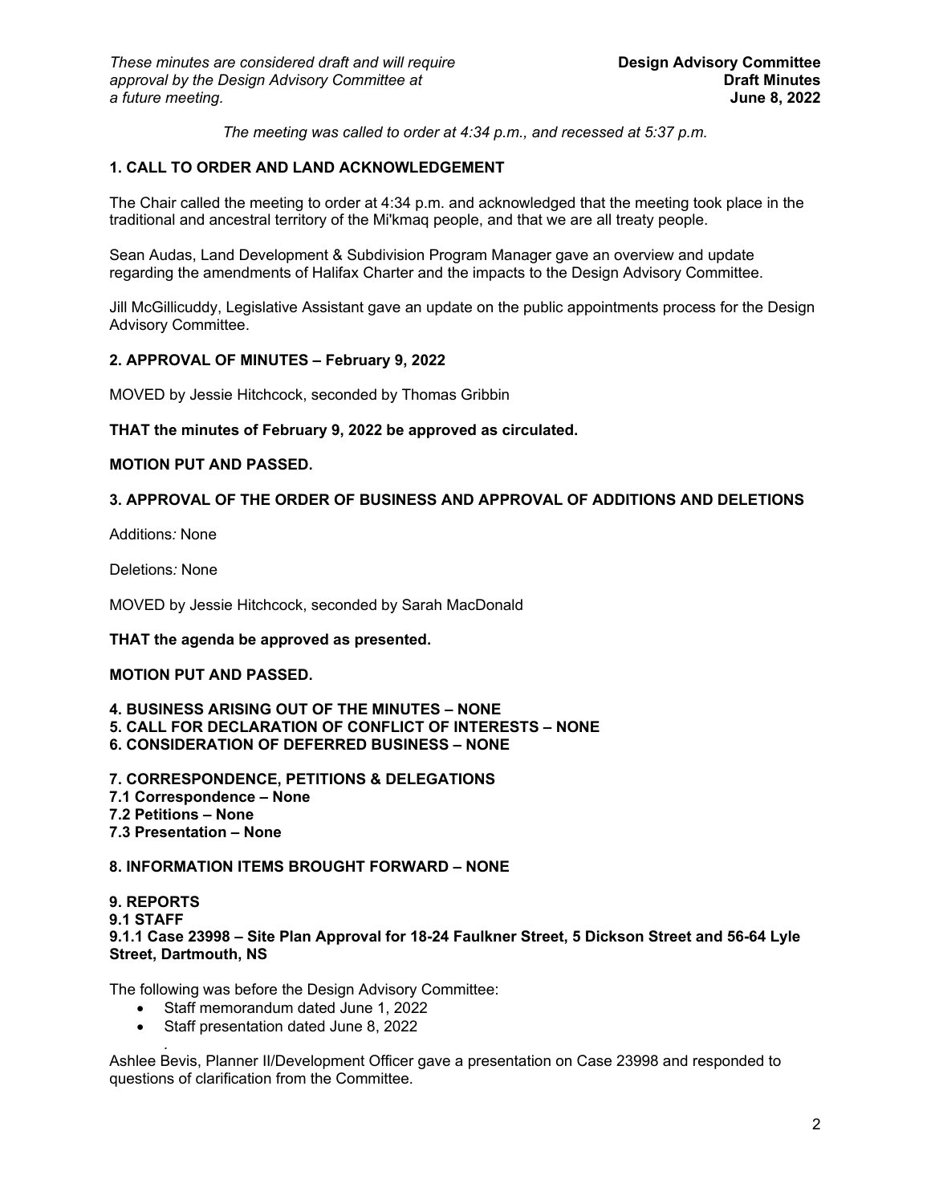*These minutes are considered draft and will require approval by the Design Advisory Committee at a future meeting.*

**Design Advisory Committee**
**Draft Minutes**
**June 8, 2022**

*The meeting was called to order at 4:34 p.m., and recessed at 5:37 p.m.*

## 1. CALL TO ORDER AND LAND ACKNOWLEDGEMENT

The Chair called the meeting to order at 4:34 p.m. and acknowledged that the meeting took place in the traditional and ancestral territory of the Mi'kmaq people, and that we are all treaty people.

Sean Audas, Land Development & Subdivision Program Manager gave an overview and update regarding the amendments of Halifax Charter and the impacts to the Design Advisory Committee.

Jill McGillicuddy, Legislative Assistant gave an update on the public appointments process for the Design Advisory Committee.

## 2. APPROVAL OF MINUTES – February 9, 2022

MOVED by Jessie Hitchcock, seconded by Thomas Gribbin

**THAT the minutes of February 9, 2022 be approved as circulated.**

**MOTION PUT AND PASSED.**

## 3. APPROVAL OF THE ORDER OF BUSINESS AND APPROVAL OF ADDITIONS AND DELETIONS

Additions*:* None

Deletions*:* None

MOVED by Jessie Hitchcock, seconded by Sarah MacDonald

**THAT the agenda be approved as presented.**

**MOTION PUT AND PASSED.**

## 4. BUSINESS ARISING OUT OF THE MINUTES – NONE
## 5. CALL FOR DECLARATION OF CONFLICT OF INTERESTS – NONE
## 6. CONSIDERATION OF DEFERRED BUSINESS – NONE

## 7. CORRESPONDENCE, PETITIONS & DELEGATIONS
### 7.1 Correspondence – None
### 7.2 Petitions – None
### 7.3 Presentation – None

## 8. INFORMATION ITEMS BROUGHT FORWARD – NONE

## 9. REPORTS
### 9.1 STAFF
### 9.1.1 Case 23998 – Site Plan Approval for 18-24 Faulkner Street, 5 Dickson Street and 56-64 Lyle Street, Dartmouth, NS

The following was before the Design Advisory Committee:

- Staff memorandum dated June 1, 2022
- Staff presentation dated June 8, 2022

Ashlee Bevis, Planner II/Development Officer gave a presentation on Case 23998 and responded to questions of clarification from the Committee.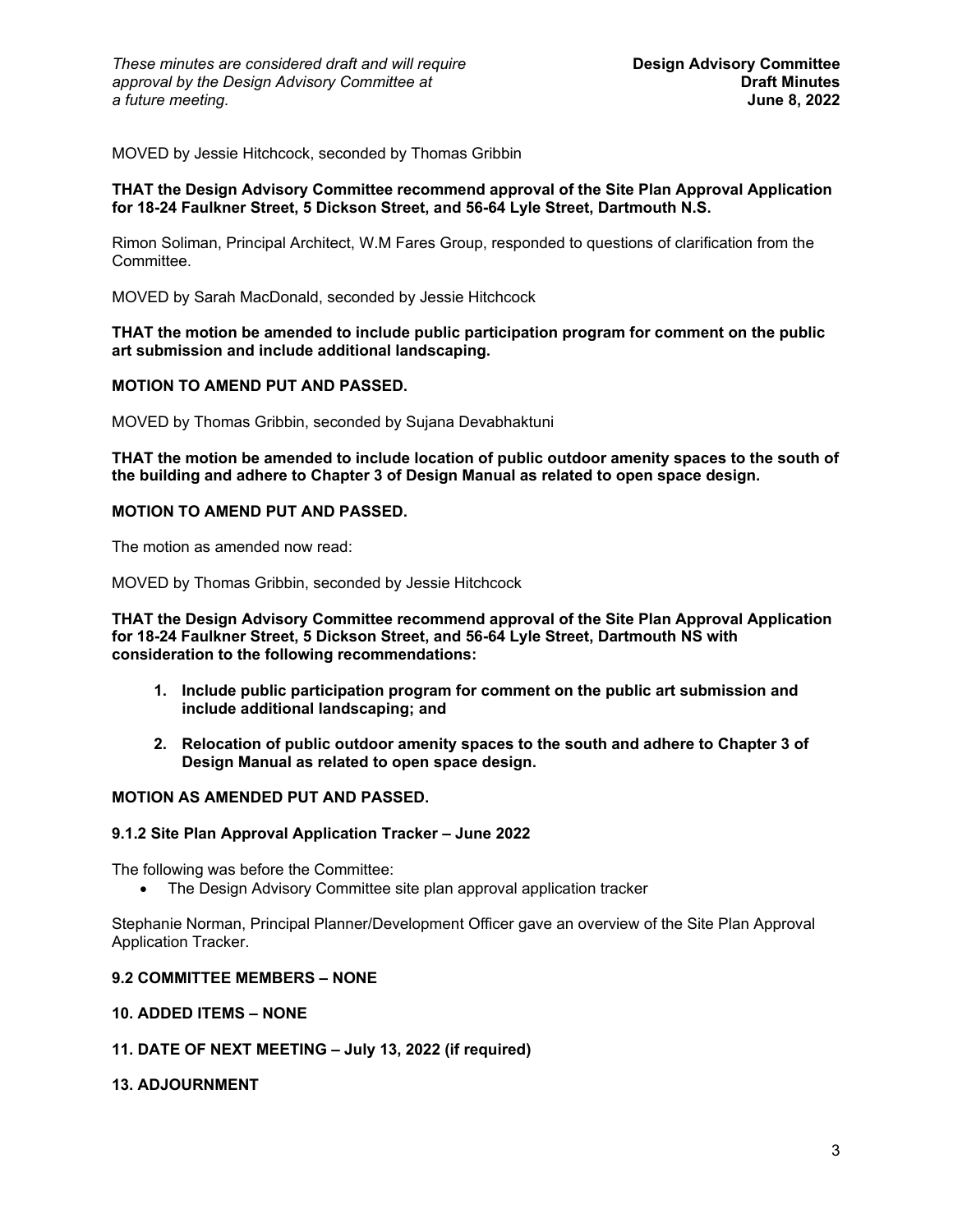MOVED by Jessie Hitchcock, seconded by Thomas Gribbin

**THAT the Design Advisory Committee recommend approval of the Site Plan Approval Application for 18-24 Faulkner Street, 5 Dickson Street, and 56-64 Lyle Street, Dartmouth N.S.**

Rimon Soliman, Principal Architect, W.M Fares Group, responded to questions of clarification from the Committee.

MOVED by Sarah MacDonald, seconded by Jessie Hitchcock

**THAT the motion be amended to include public participation program for comment on the public art submission and include additional landscaping.**

**MOTION TO AMEND PUT AND PASSED.**

MOVED by Thomas Gribbin, seconded by Sujana Devabhaktuni

**THAT the motion be amended to include location of public outdoor amenity spaces to the south of the building and adhere to Chapter 3 of Design Manual as related to open space design.**

**MOTION TO AMEND PUT AND PASSED.**

The motion as amended now read:

MOVED by Thomas Gribbin, seconded by Jessie Hitchcock

**THAT the Design Advisory Committee recommend approval of the Site Plan Approval Application for 18-24 Faulkner Street, 5 Dickson Street, and 56-64 Lyle Street, Dartmouth NS with consideration to the following recommendations:**

1. **Include public participation program for comment on the public art submission and include additional landscaping; and**
2. **Relocation of public outdoor amenity spaces to the south and adhere to Chapter 3 of Design Manual as related to open space design.**

**MOTION AS AMENDED PUT AND PASSED.**

### 9.1.2 Site Plan Approval Application Tracker – June 2022

The following was before the Committee:

- The Design Advisory Committee site plan approval application tracker

Stephanie Norman, Principal Planner/Development Officer gave an overview of the Site Plan Approval Application Tracker.

## 9.2 COMMITTEE MEMBERS – NONE

## 10. ADDED ITEMS – NONE

## 11. DATE OF NEXT MEETING – July 13, 2022 (if required)

## 13. ADJOURNMENT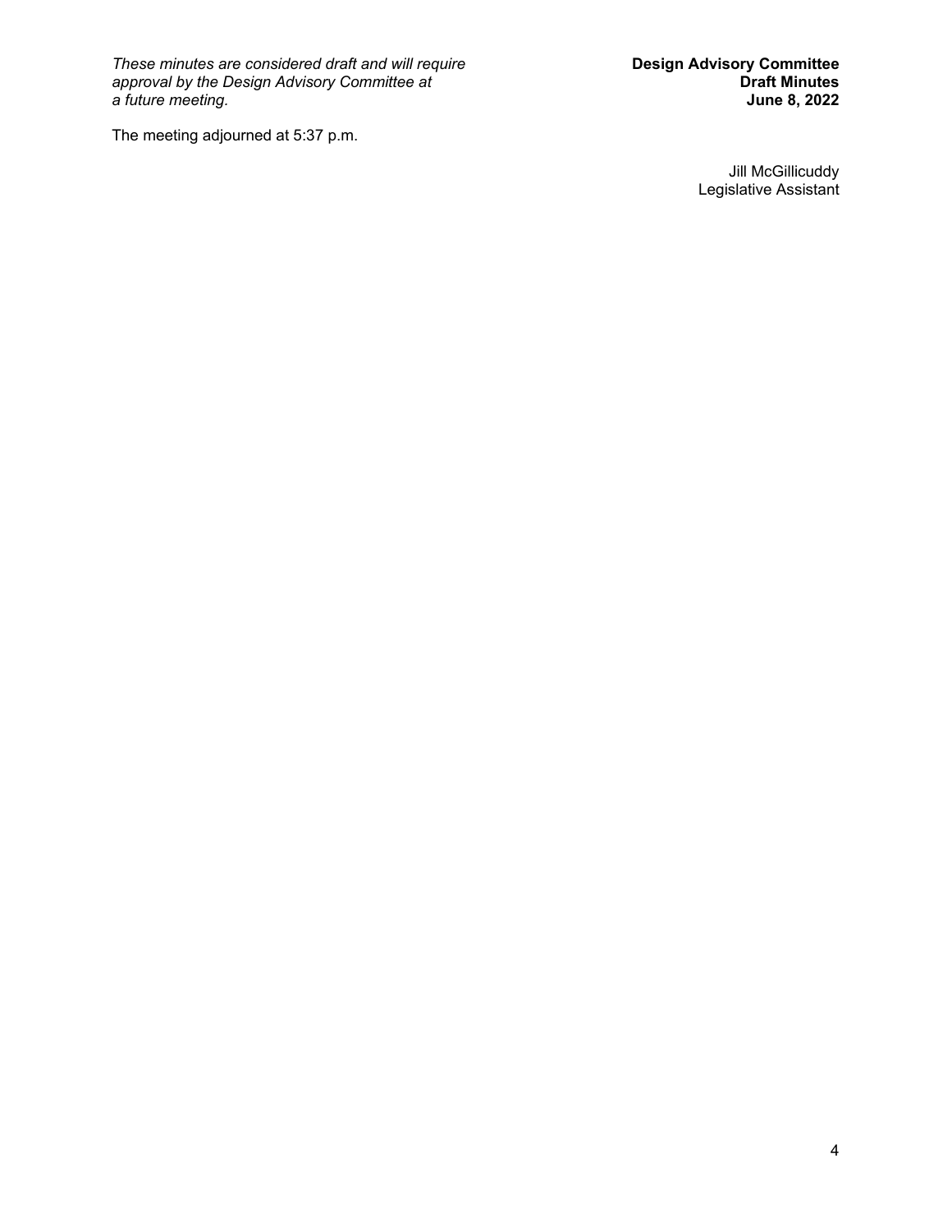The meeting adjourned at 5:37 p.m.

Jill McGillicuddy
Legislative Assistant